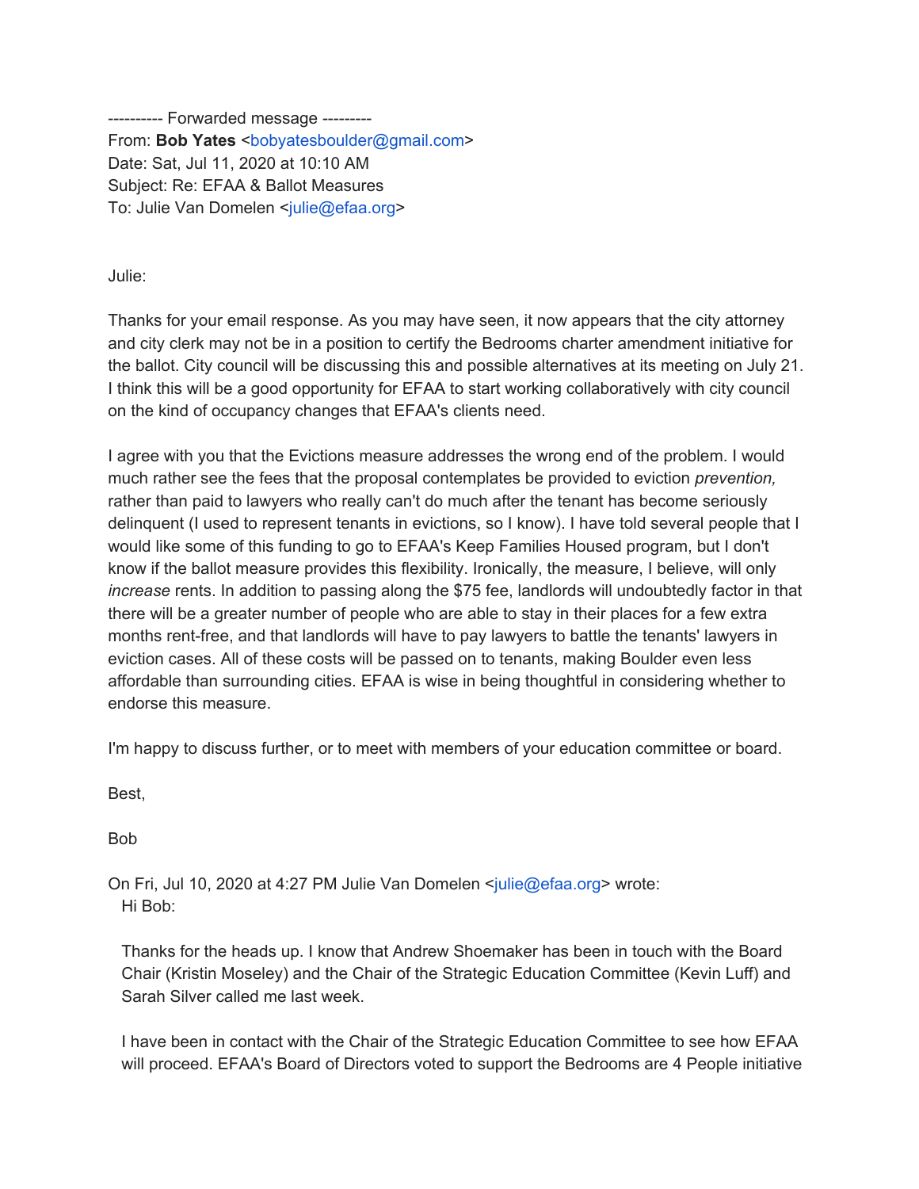---------- Forwarded message ---------
From: **Bob Yates** <bobyatesboulder@gmail.com>
Date: Sat, Jul 11, 2020 at 10:10 AM
Subject: Re: EFAA & Ballot Measures
To: Julie Van Domelen <julie@efaa.org>

Julie:

Thanks for your email response. As you may have seen, it now appears that the city attorney and city clerk may not be in a position to certify the Bedrooms charter amendment initiative for the ballot. City council will be discussing this and possible alternatives at its meeting on July 21. I think this will be a good opportunity for EFAA to start working collaboratively with city council on the kind of occupancy changes that EFAA's clients need.

I agree with you that the Evictions measure addresses the wrong end of the problem. I would much rather see the fees that the proposal contemplates be provided to eviction *prevention,* rather than paid to lawyers who really can't do much after the tenant has become seriously delinquent (I used to represent tenants in evictions, so I know). I have told several people that I would like some of this funding to go to EFAA's Keep Families Housed program, but I don't know if the ballot measure provides this flexibility. Ironically, the measure, I believe, will only *increase* rents. In addition to passing along the $75 fee, landlords will undoubtedly factor in that there will be a greater number of people who are able to stay in their places for a few extra months rent-free, and that landlords will have to pay lawyers to battle the tenants' lawyers in eviction cases. All of these costs will be passed on to tenants, making Boulder even less affordable than surrounding cities. EFAA is wise in being thoughtful in considering whether to endorse this measure.

I'm happy to discuss further, or to meet with members of your education committee or board.

Best,

Bob

On Fri, Jul 10, 2020 at 4:27 PM Julie Van Domelen <julie@efaa.org> wrote:

> Hi Bob:
>
> Thanks for the heads up. I know that Andrew Shoemaker has been in touch with the Board Chair (Kristin Moseley) and the Chair of the Strategic Education Committee (Kevin Luff) and Sarah Silver called me last week.
>
> I have been in contact with the Chair of the Strategic Education Committee to see how EFAA will proceed. EFAA's Board of Directors voted to support the Bedrooms are 4 People initiative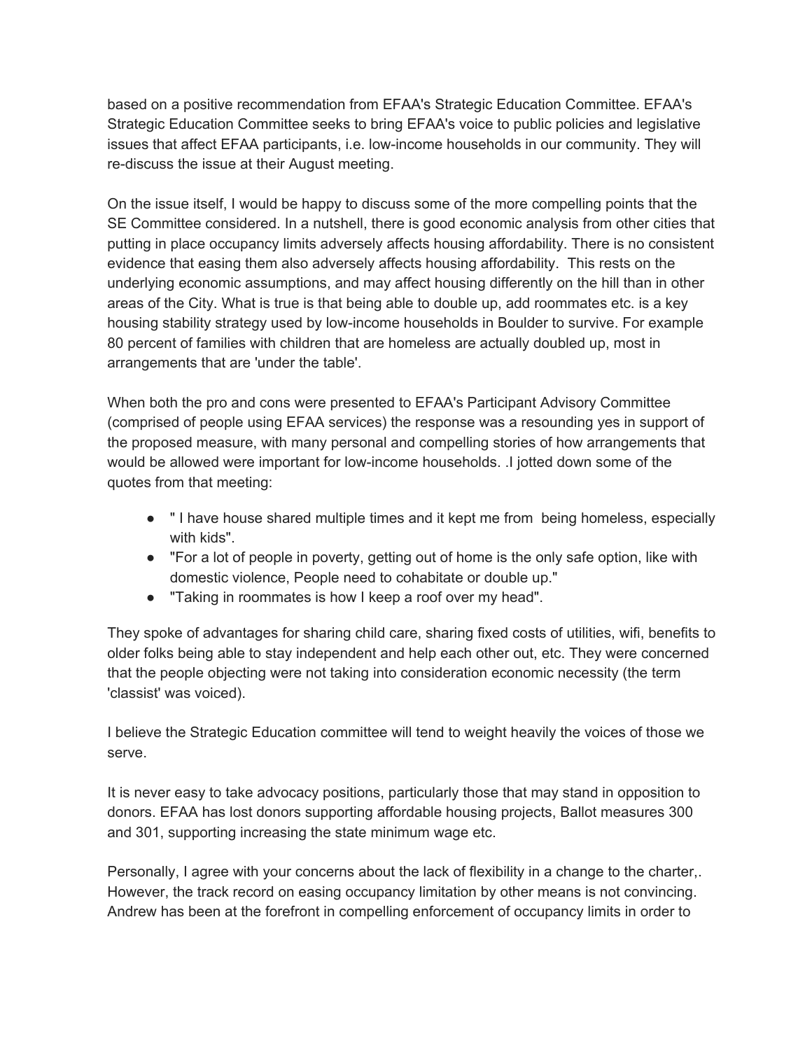based on a positive recommendation from EFAA's Strategic Education Committee. EFAA's Strategic Education Committee seeks to bring EFAA's voice to public policies and legislative issues that affect EFAA participants, i.e. low-income households in our community. They will re-discuss the issue at their August meeting.

On the issue itself, I would be happy to discuss some of the more compelling points that the SE Committee considered. In a nutshell, there is good economic analysis from other cities that putting in place occupancy limits adversely affects housing affordability. There is no consistent evidence that easing them also adversely affects housing affordability. This rests on the underlying economic assumptions, and may affect housing differently on the hill than in other areas of the City. What is true is that being able to double up, add roommates etc. is a key housing stability strategy used by low-income households in Boulder to survive. For example 80 percent of families with children that are homeless are actually doubled up, most in arrangements that are 'under the table'.

When both the pro and cons were presented to EFAA's Participant Advisory Committee (comprised of people using EFAA services) the response was a resounding yes in support of the proposed measure, with many personal and compelling stories of how arrangements that would be allowed were important for low-income households. .I jotted down some of the quotes from that meeting:

- " I have house shared multiple times and it kept me from being homeless, especially with kids".
- "For a lot of people in poverty, getting out of home is the only safe option, like with domestic violence, People need to cohabitate or double up."
- "Taking in roommates is how I keep a roof over my head".

They spoke of advantages for sharing child care, sharing fixed costs of utilities, wifi, benefits to older folks being able to stay independent and help each other out, etc. They were concerned that the people objecting were not taking into consideration economic necessity (the term 'classist' was voiced).

I believe the Strategic Education committee will tend to weight heavily the voices of those we serve.

It is never easy to take advocacy positions, particularly those that may stand in opposition to donors. EFAA has lost donors supporting affordable housing projects, Ballot measures 300 and 301, supporting increasing the state minimum wage etc.

Personally, I agree with your concerns about the lack of flexibility in a change to the charter,. However, the track record on easing occupancy limitation by other means is not convincing. Andrew has been at the forefront in compelling enforcement of occupancy limits in order to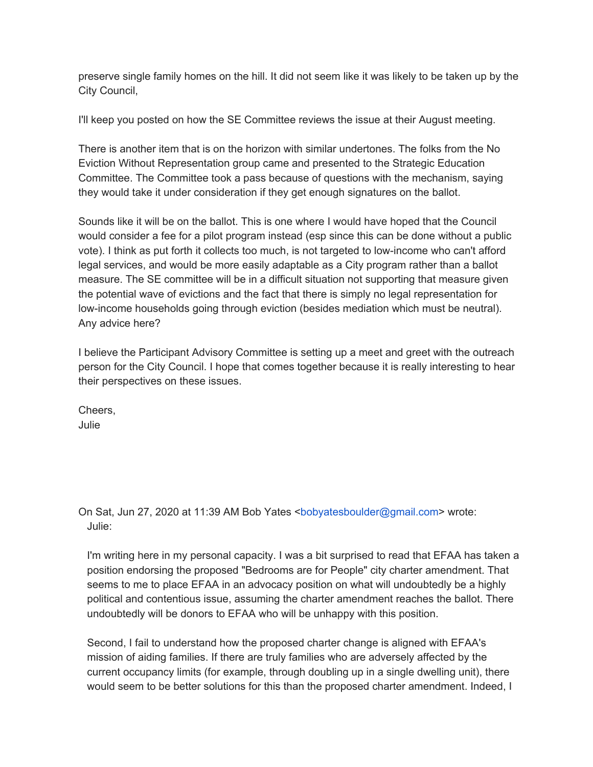preserve single family homes on the hill. It did not seem like it was likely to be taken up by the City Council,

I'll keep you posted on how the SE Committee reviews the issue at their August meeting.

There is another item that is on the horizon with similar undertones. The folks from the No Eviction Without Representation group came and presented to the Strategic Education Committee. The Committee took a pass because of questions with the mechanism, saying they would take it under consideration if they get enough signatures on the ballot.

Sounds like it will be on the ballot. This is one where I would have hoped that the Council would consider a fee for a pilot program instead (esp since this can be done without a public vote). I think as put forth it collects too much, is not targeted to low-income who can't afford legal services, and would be more easily adaptable as a City program rather than a ballot measure. The SE committee will be in a difficult situation not supporting that measure given the potential wave of evictions and the fact that there is simply no legal representation for low-income households going through eviction (besides mediation which must be neutral). Any advice here?

I believe the Participant Advisory Committee is setting up a meet and greet with the outreach person for the City Council. I hope that comes together because it is really interesting to hear their perspectives on these issues.

Cheers,
Julie

On Sat, Jun 27, 2020 at 11:39 AM Bob Yates <bobyatesboulder@gmail.com> wrote:

> Julie:
>
> I'm writing here in my personal capacity. I was a bit surprised to read that EFAA has taken a position endorsing the proposed "Bedrooms are for People" city charter amendment. That seems to me to place EFAA in an advocacy position on what will undoubtedly be a highly political and contentious issue, assuming the charter amendment reaches the ballot. There undoubtedly will be donors to EFAA who will be unhappy with this position.
>
> Second, I fail to understand how the proposed charter change is aligned with EFAA's mission of aiding families. If there are truly families who are adversely affected by the current occupancy limits (for example, through doubling up in a single dwelling unit), there would seem to be better solutions for this than the proposed charter amendment. Indeed, I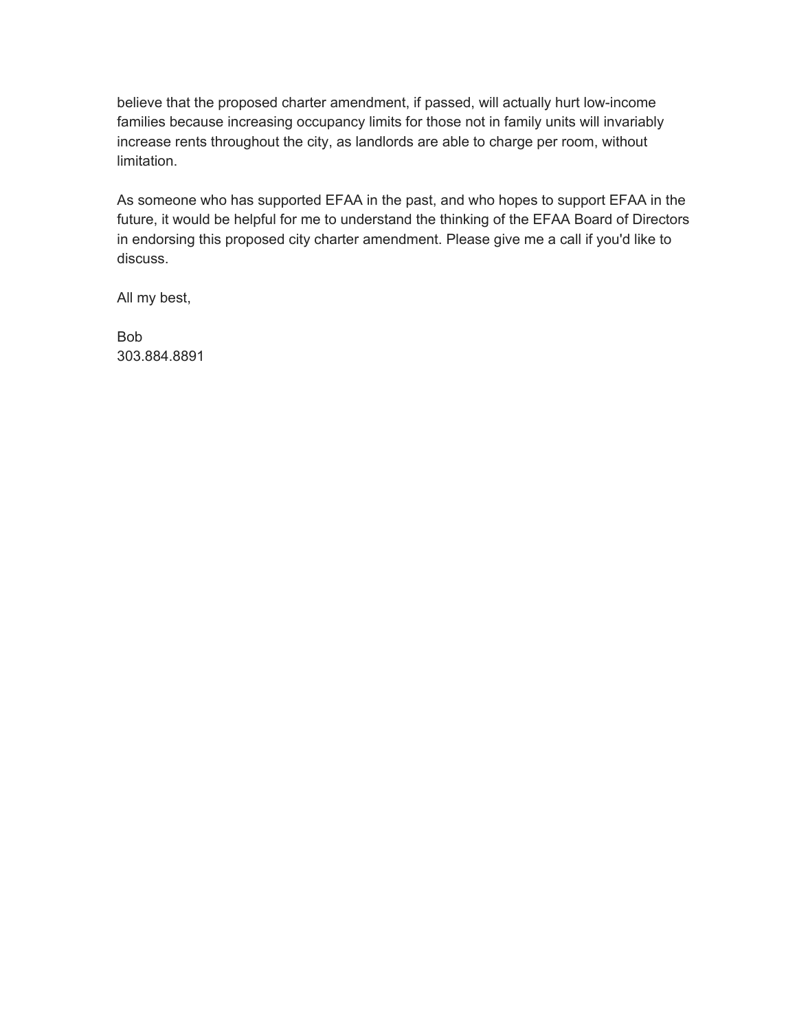believe that the proposed charter amendment, if passed, will actually hurt low-income families because increasing occupancy limits for those not in family units will invariably increase rents throughout the city, as landlords are able to charge per room, without limitation.

As someone who has supported EFAA in the past, and who hopes to support EFAA in the future, it would be helpful for me to understand the thinking of the EFAA Board of Directors in endorsing this proposed city charter amendment. Please give me a call if you'd like to discuss.

All my best,

Bob
303.884.8891